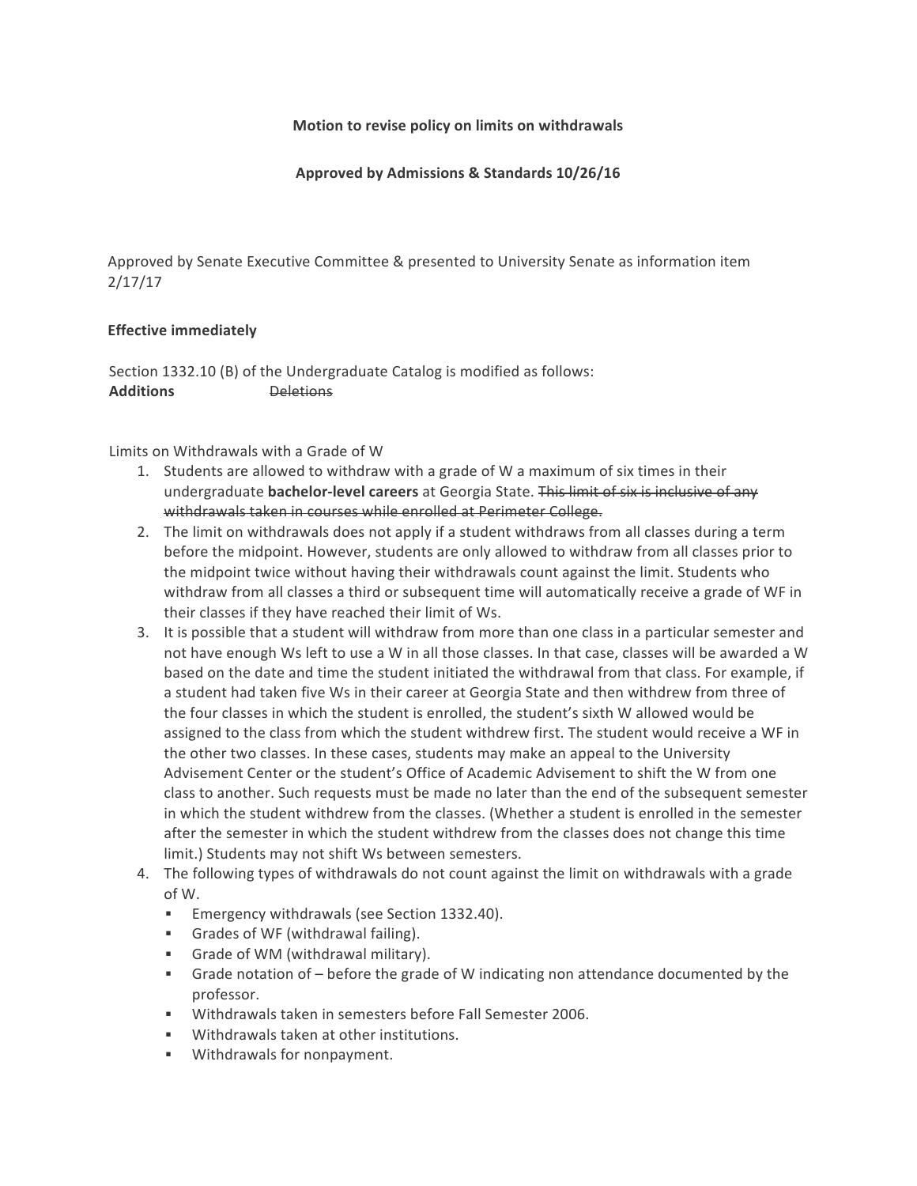**Motion to revise policy on limits on withdrawals**

**Approved by Admissions & Standards 10/26/16**

Approved by Senate Executive Committee & presented to University Senate as information item 2/17/17

**Effective immediately**

Section 1332.10 (B) of the Undergraduate Catalog is modified as follows:
**Additions** ~~Deletions~~

Limits on Withdrawals with a Grade of W

1. Students are allowed to withdraw with a grade of W a maximum of six times in their undergraduate **bachelor-level careers** at Georgia State. ~~This limit of six is inclusive of any withdrawals taken in courses while enrolled at Perimeter College.~~
2. The limit on withdrawals does not apply if a student withdraws from all classes during a term before the midpoint. However, students are only allowed to withdraw from all classes prior to the midpoint twice without having their withdrawals count against the limit. Students who withdraw from all classes a third or subsequent time will automatically receive a grade of WF in their classes if they have reached their limit of Ws.
3. It is possible that a student will withdraw from more than one class in a particular semester and not have enough Ws left to use a W in all those classes. In that case, classes will be awarded a W based on the date and time the student initiated the withdrawal from that class. For example, if a student had taken five Ws in their career at Georgia State and then withdrew from three of the four classes in which the student is enrolled, the student's sixth W allowed would be assigned to the class from which the student withdrew first. The student would receive a WF in the other two classes. In these cases, students may make an appeal to the University Advisement Center or the student's Office of Academic Advisement to shift the W from one class to another. Such requests must be made no later than the end of the subsequent semester in which the student withdrew from the classes. (Whether a student is enrolled in the semester after the semester in which the student withdrew from the classes does not change this time limit.) Students may not shift Ws between semesters.
4. The following types of withdrawals do not count against the limit on withdrawals with a grade of W.
   - Emergency withdrawals (see Section 1332.40).
   - Grades of WF (withdrawal failing).
   - Grade of WM (withdrawal military).
   - Grade notation of – before the grade of W indicating non attendance documented by the professor.
   - Withdrawals taken in semesters before Fall Semester 2006.
   - Withdrawals taken at other institutions.
   - Withdrawals for nonpayment.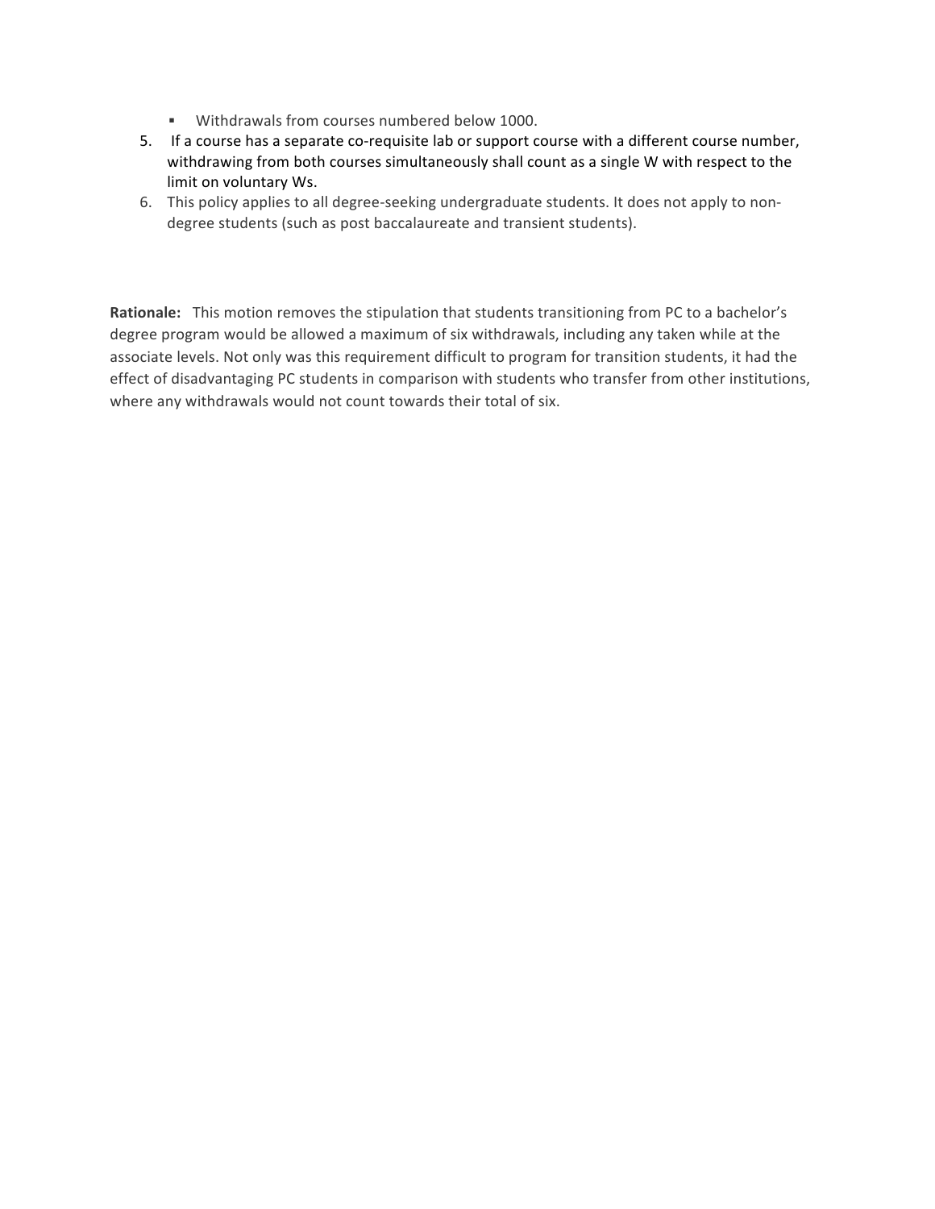- Withdrawals from courses numbered below 1000.

5. If a course has a separate co-requisite lab or support course with a different course number, withdrawing from both courses simultaneously shall count as a single W with respect to the limit on voluntary Ws.
6. This policy applies to all degree-seeking undergraduate students. It does not apply to non-degree students (such as post baccalaureate and transient students).

**Rationale:** This motion removes the stipulation that students transitioning from PC to a bachelor's degree program would be allowed a maximum of six withdrawals, including any taken while at the associate levels. Not only was this requirement difficult to program for transition students, it had the effect of disadvantaging PC students in comparison with students who transfer from other institutions, where any withdrawals would not count towards their total of six.